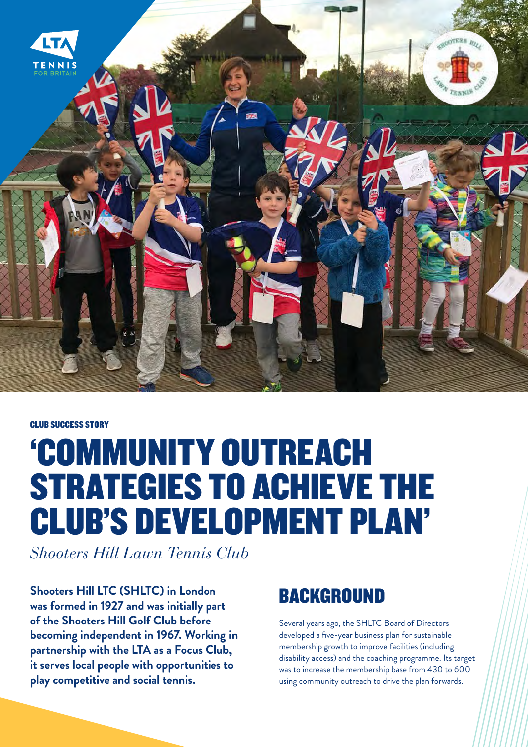CLUB SUCCESS STORY

# 'COMMUNITY OUTREACH STRATEGIES TO ACHIEVE THE CLUB'S DEVELOPMENT PLAN'

*Shooters Hill Lawn Tennis Club*

**Shooters Hill LTC (SHLTC) in London was formed in 1927 and was initially part of the Shooters Hill Golf Club before becoming independent in 1967. Working in partnership with the LTA as a Focus Club, it serves local people with opportunities to play competitive and social tennis.**

## BACKGROUND

Several years ago, the SHLTC Board of Directors developed a five-year business plan for sustainable membership growth to improve facilities (including disability access) and the coaching programme. Its target was to increase the membership base from 430 to 600 using community outreach to drive the plan forwards.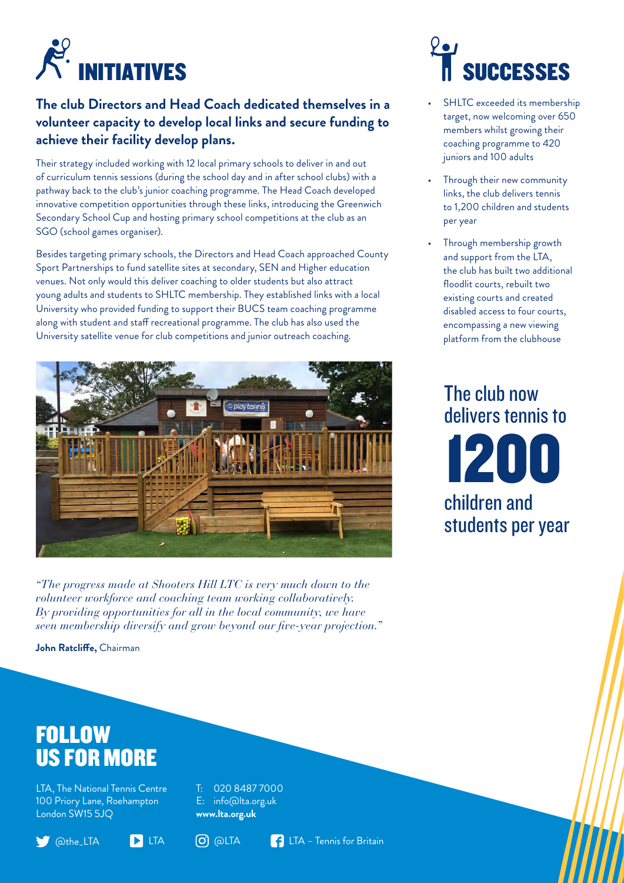# INITIATIVES

**The club Directors and Head Coach dedicated themselves in a volunteer capacity to develop local links and secure funding to achieve their facility develop plans.**

Their strategy included working with 12 local primary schools to deliver in and out of curriculum tennis sessions (during the school day and in after school clubs) with a pathway back to the club's junior coaching programme. The Head Coach developed innovative competition opportunities through these links, introducing the Greenwich Secondary School Cup and hosting primary school competitions at the club as an SGO (school games organiser).

Besides targeting primary schools, the Directors and Head Coach approached County Sport Partnerships to fund satellite sites at secondary, SEN and Higher education venues. Not only would this deliver coaching to older students but also attract young adults and students to SHLTC membership. They established links with a local University who provided funding to support their BUCS team coaching programme along with student and staff recreational programme. The club has also used the University satellite venue for club competitions and junior outreach coaching.

*"The progress made at Shooters Hill LTC is very much down to the volunteer workforce and coaching team working collaboratively. By providing opportunities for all in the local community, we have seen membership diversify and grow beyond our five-year projection."*

**John Ratcliffe,** Chairman

# SUCCESSES

- SHLTC exceeded its membership target, now welcoming over 650 members whilst growing their coaching programme to 420 juniors and 100 adults
- Through their new community links, the club delivers tennis to 1,200 children and students per year
- Through membership growth and support from the LTA, the club has built two additional floodlit courts, rebuilt two existing courts and created disabled access to four courts, encompassing a new viewing platform from the clubhouse

The club now delivers tennis to **1200** children and students per year

## FOLLOW US FOR MORE

LTA, The National Tennis Centre
100 Priory Lane, Roehampton
London SW15 5JQ

T: 020 8487 7000
E: info@lta.org.uk
**www.lta.org.uk**

@the_LTA | LTA | @LTA | LTA – Tennis for Britain